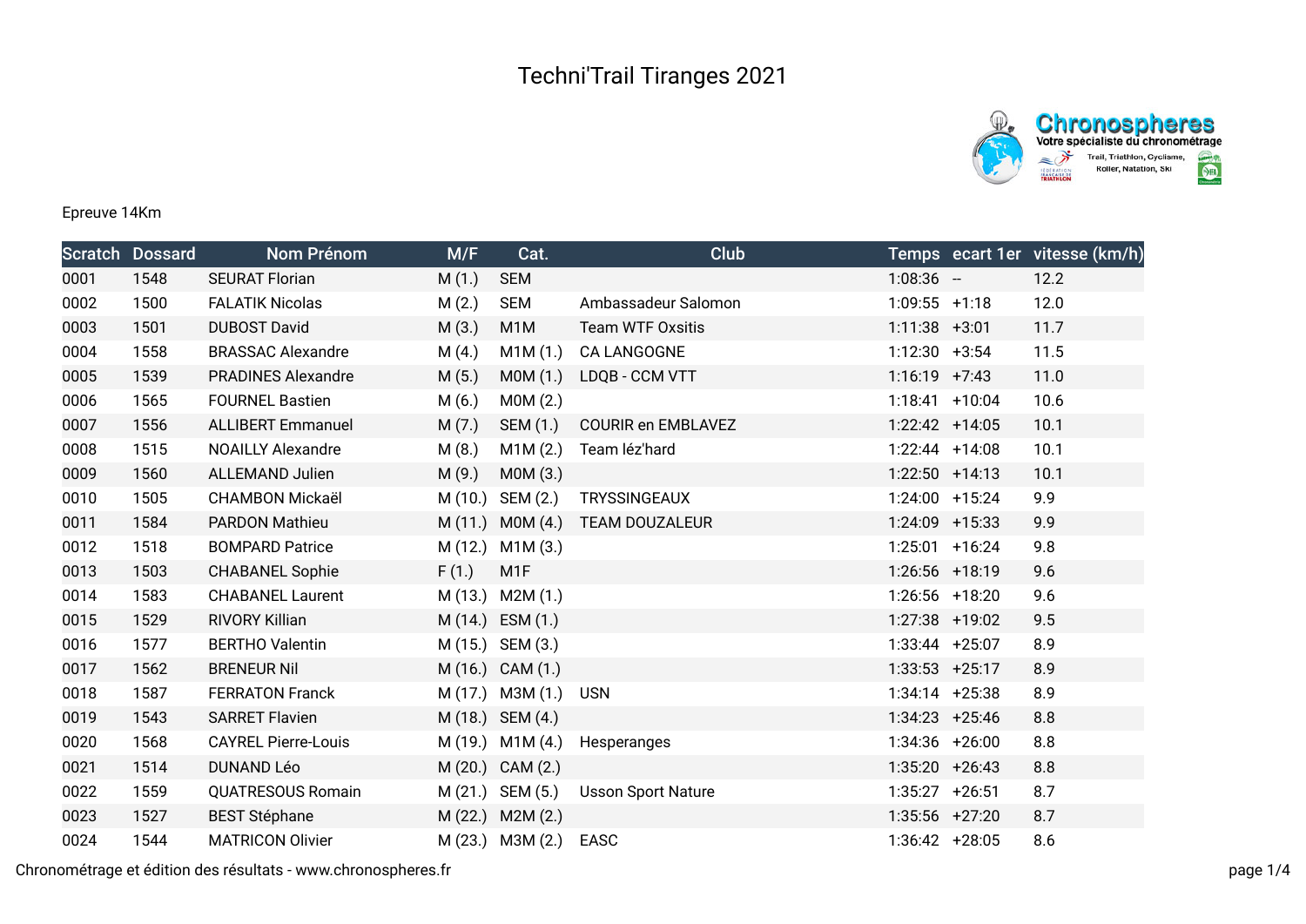# Techni'Trail Tiranges 2021

Epreuve 14Km

| Scratch | Dossard | Nom Prénom | M/F | Cat. | Club | Temps | ecart 1er | vitesse (km/h) |
|---|---|---|---|---|---|---|---|---|
| 0001 | 1548 | SEURAT Florian | M (1.) | SEM | | 1:08:36 | -- | 12.2 |
| 0002 | 1500 | FALATIK Nicolas | M (2.) | SEM | Ambassadeur Salomon | 1:09:55 | +1:18 | 12.0 |
| 0003 | 1501 | DUBOST David | M (3.) | M1M | Team WTF Oxsitis | 1:11:38 | +3:01 | 11.7 |
| 0004 | 1558 | BRASSAC Alexandre | M (4.) | M1M (1.) | CA LANGOGNE | 1:12:30 | +3:54 | 11.5 |
| 0005 | 1539 | PRADINES Alexandre | M (5.) | M0M (1.) | LDQB - CCM VTT | 1:16:19 | +7:43 | 11.0 |
| 0006 | 1565 | FOURNEL Bastien | M (6.) | M0M (2.) | | 1:18:41 | +10:04 | 10.6 |
| 0007 | 1556 | ALLIBERT Emmanuel | M (7.) | SEM (1.) | COURIR en EMBLAVEZ | 1:22:42 | +14:05 | 10.1 |
| 0008 | 1515 | NOAILLY Alexandre | M (8.) | M1M (2.) | Team léz'hard | 1:22:44 | +14:08 | 10.1 |
| 0009 | 1560 | ALLEMAND Julien | M (9.) | M0M (3.) | | 1:22:50 | +14:13 | 10.1 |
| 0010 | 1505 | CHAMBON Mickaël | M (10.) | SEM (2.) | TRYSSINGEAUX | 1:24:00 | +15:24 | 9.9 |
| 0011 | 1584 | PARDON Mathieu | M (11.) | M0M (4.) | TEAM DOUZALEUR | 1:24:09 | +15:33 | 9.9 |
| 0012 | 1518 | BOMPARD Patrice | M (12.) | M1M (3.) | | 1:25:01 | +16:24 | 9.8 |
| 0013 | 1503 | CHABANEL Sophie | F (1.) | M1F | | 1:26:56 | +18:19 | 9.6 |
| 0014 | 1583 | CHABANEL Laurent | M (13.) | M2M (1.) | | 1:26:56 | +18:20 | 9.6 |
| 0015 | 1529 | RIVORY Killian | M (14.) | ESM (1.) | | 1:27:38 | +19:02 | 9.5 |
| 0016 | 1577 | BERTHO Valentin | M (15.) | SEM (3.) | | 1:33:44 | +25:07 | 8.9 |
| 0017 | 1562 | BRENEUR Nil | M (16.) | CAM (1.) | | 1:33:53 | +25:17 | 8.9 |
| 0018 | 1587 | FERRATON Franck | M (17.) | M3M (1.) | USN | 1:34:14 | +25:38 | 8.9 |
| 0019 | 1543 | SARRET Flavien | M (18.) | SEM (4.) | | 1:34:23 | +25:46 | 8.8 |
| 0020 | 1568 | CAYREL Pierre-Louis | M (19.) | M1M (4.) | Hesperanges | 1:34:36 | +26:00 | 8.8 |
| 0021 | 1514 | DUNAND Léo | M (20.) | CAM (2.) | | 1:35:20 | +26:43 | 8.8 |
| 0022 | 1559 | QUATRESOUS Romain | M (21.) | SEM (5.) | Usson Sport Nature | 1:35:27 | +26:51 | 8.7 |
| 0023 | 1527 | BEST Stéphane | M (22.) | M2M (2.) | | 1:35:56 | +27:20 | 8.7 |
| 0024 | 1544 | MATRICON Olivier | M (23.) | M3M (2.) | EASC | 1:36:42 | +28:05 | 8.6 |

Chronométrage et édition des résultats - www.chronospheres.fr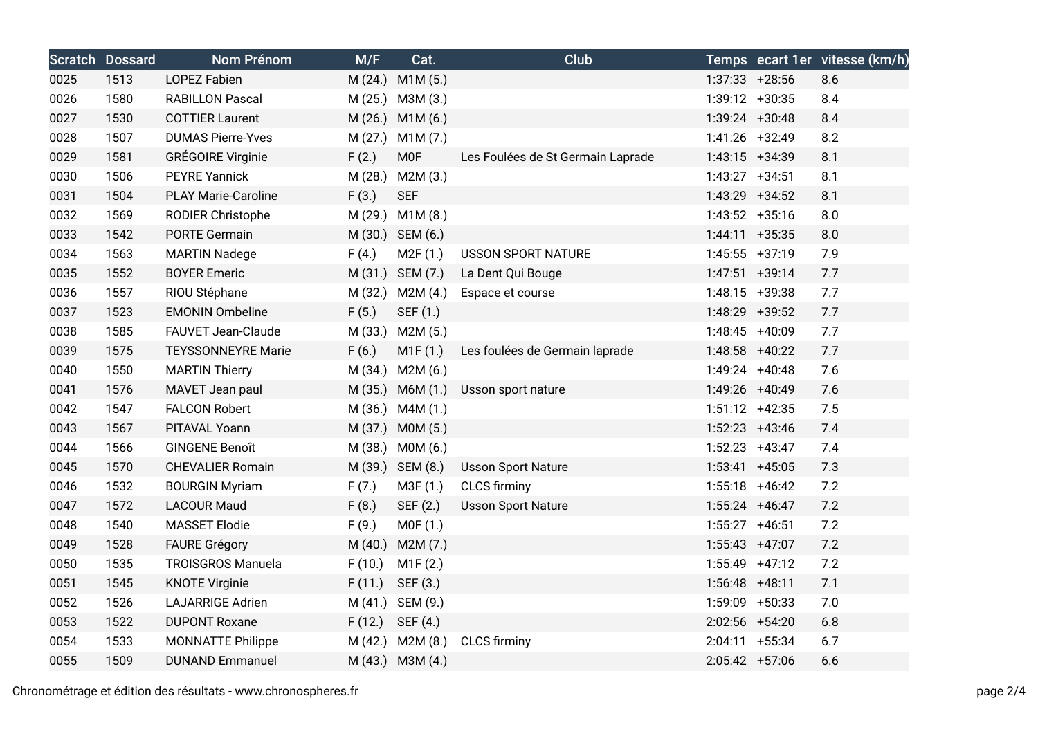| Scratch | Dossard | Nom Prénom | M/F | Cat. | Club | Temps | ecart 1er | vitesse (km/h) |
|---|---|---|---|---|---|---|---|---|
| 0025 | 1513 | LOPEZ Fabien | M (24.) | M1M (5.) | | 1:37:33 | +28:56 | 8.6 |
| 0026 | 1580 | RABILLON Pascal | M (25.) | M3M (3.) | | 1:39:12 | +30:35 | 8.4 |
| 0027 | 1530 | COTTIER Laurent | M (26.) | M1M (6.) | | 1:39:24 | +30:48 | 8.4 |
| 0028 | 1507 | DUMAS Pierre-Yves | M (27.) | M1M (7.) | | 1:41:26 | +32:49 | 8.2 |
| 0029 | 1581 | GRÉGOIRE Virginie | F (2.) | M0F | Les Foulées de St Germain Laprade | 1:43:15 | +34:39 | 8.1 |
| 0030 | 1506 | PEYRE Yannick | M (28.) | M2M (3.) | | 1:43:27 | +34:51 | 8.1 |
| 0031 | 1504 | PLAY Marie-Caroline | F (3.) | SEF | | 1:43:29 | +34:52 | 8.1 |
| 0032 | 1569 | RODIER Christophe | M (29.) | M1M (8.) | | 1:43:52 | +35:16 | 8.0 |
| 0033 | 1542 | PORTE Germain | M (30.) | SEM (6.) | | 1:44:11 | +35:35 | 8.0 |
| 0034 | 1563 | MARTIN Nadege | F (4.) | M2F (1.) | USSON SPORT NATURE | 1:45:55 | +37:19 | 7.9 |
| 0035 | 1552 | BOYER Emeric | M (31.) | SEM (7.) | La Dent Qui Bouge | 1:47:51 | +39:14 | 7.7 |
| 0036 | 1557 | RIOU Stéphane | M (32.) | M2M (4.) | Espace et course | 1:48:15 | +39:38 | 7.7 |
| 0037 | 1523 | EMONIN Ombeline | F (5.) | SEF (1.) | | 1:48:29 | +39:52 | 7.7 |
| 0038 | 1585 | FAUVET Jean-Claude | M (33.) | M2M (5.) | | 1:48:45 | +40:09 | 7.7 |
| 0039 | 1575 | TEYSSONNEYRE Marie | F (6.) | M1F (1.) | Les foulées de Germain laprade | 1:48:58 | +40:22 | 7.7 |
| 0040 | 1550 | MARTIN Thierry | M (34.) | M2M (6.) | | 1:49:24 | +40:48 | 7.6 |
| 0041 | 1576 | MAVET Jean paul | M (35.) | M6M (1.) | Usson sport nature | 1:49:26 | +40:49 | 7.6 |
| 0042 | 1547 | FALCON Robert | M (36.) | M4M (1.) | | 1:51:12 | +42:35 | 7.5 |
| 0043 | 1567 | PITAVAL Yoann | M (37.) | M0M (5.) | | 1:52:23 | +43:46 | 7.4 |
| 0044 | 1566 | GINGENE Benoît | M (38.) | M0M (6.) | | 1:52:23 | +43:47 | 7.4 |
| 0045 | 1570 | CHEVALIER Romain | M (39.) | SEM (8.) | Usson Sport Nature | 1:53:41 | +45:05 | 7.3 |
| 0046 | 1532 | BOURGIN Myriam | F (7.) | M3F (1.) | CLCS firminy | 1:55:18 | +46:42 | 7.2 |
| 0047 | 1572 | LACOUR Maud | F (8.) | SEF (2.) | Usson Sport Nature | 1:55:24 | +46:47 | 7.2 |
| 0048 | 1540 | MASSET Elodie | F (9.) | M0F (1.) | | 1:55:27 | +46:51 | 7.2 |
| 0049 | 1528 | FAURE Grégory | M (40.) | M2M (7.) | | 1:55:43 | +47:07 | 7.2 |
| 0050 | 1535 | TROISGROS Manuela | F (10.) | M1F (2.) | | 1:55:49 | +47:12 | 7.2 |
| 0051 | 1545 | KNOTE Virginie | F (11.) | SEF (3.) | | 1:56:48 | +48:11 | 7.1 |
| 0052 | 1526 | LAJARRIGE Adrien | M (41.) | SEM (9.) | | 1:59:09 | +50:33 | 7.0 |
| 0053 | 1522 | DUPONT Roxane | F (12.) | SEF (4.) | | 2:02:56 | +54:20 | 6.8 |
| 0054 | 1533 | MONNATTE Philippe | M (42.) | M2M (8.) | CLCS firminy | 2:04:11 | +55:34 | 6.7 |
| 0055 | 1509 | DUNAND Emmanuel | M (43.) | M3M (4.) | | 2:05:42 | +57:06 | 6.6 |

Chronométrage et édition des résultats - www.chronospheres.fr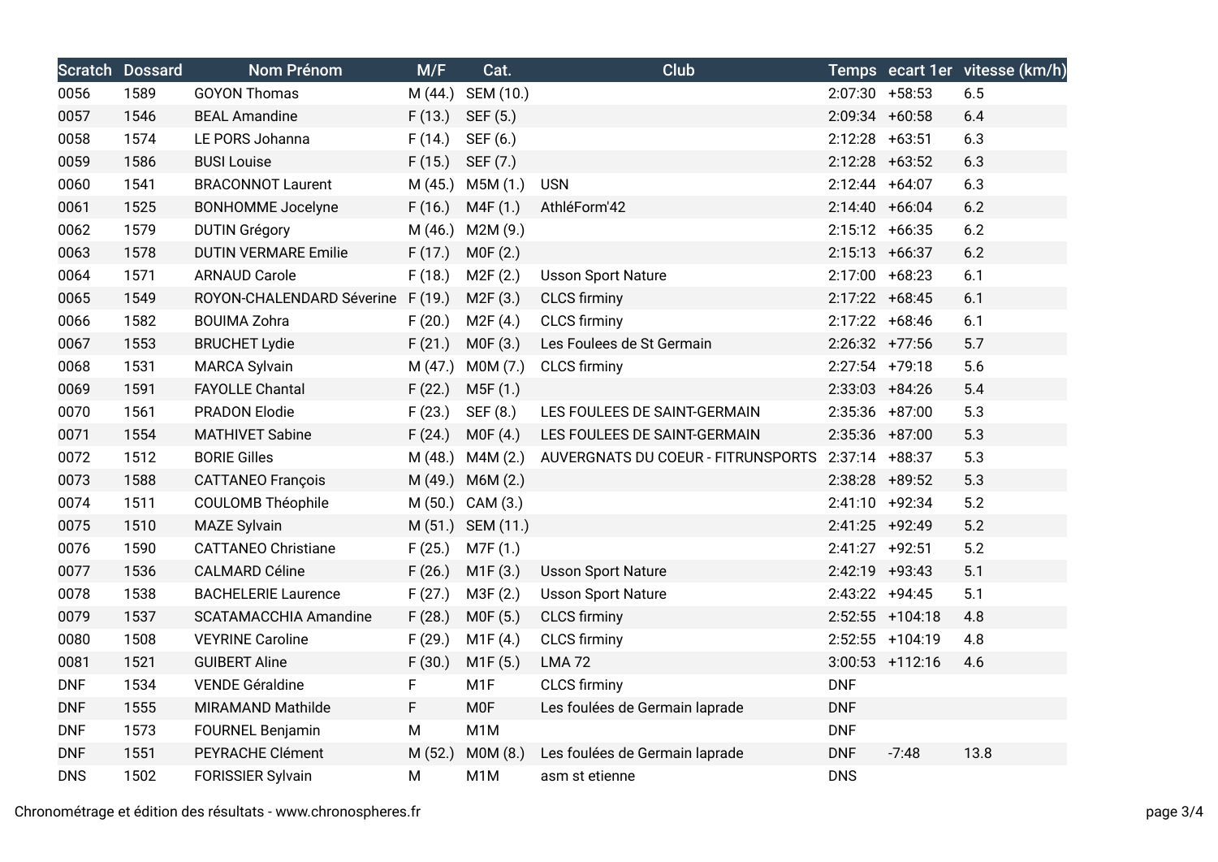| Scratch | Dossard | Nom Prénom | M/F | Cat. | Club | Temps | ecart 1er | vitesse (km/h) |
|---|---|---|---|---|---|---|---|---|
| 0056 | 1589 | GOYON Thomas | M (44.) | SEM (10.) | | 2:07:30 | +58:53 | 6.5 |
| 0057 | 1546 | BEAL Amandine | F (13.) | SEF (5.) | | 2:09:34 | +60:58 | 6.4 |
| 0058 | 1574 | LE PORS Johanna | F (14.) | SEF (6.) | | 2:12:28 | +63:51 | 6.3 |
| 0059 | 1586 | BUSI Louise | F (15.) | SEF (7.) | | 2:12:28 | +63:52 | 6.3 |
| 0060 | 1541 | BRACONNOT Laurent | M (45.) | M5M (1.) | USN | 2:12:44 | +64:07 | 6.3 |
| 0061 | 1525 | BONHOMME Jocelyne | F (16.) | M4F (1.) | AthléForm'42 | 2:14:40 | +66:04 | 6.2 |
| 0062 | 1579 | DUTIN Grégory | M (46.) | M2M (9.) | | 2:15:12 | +66:35 | 6.2 |
| 0063 | 1578 | DUTIN VERMARE Emilie | F (17.) | M0F (2.) | | 2:15:13 | +66:37 | 6.2 |
| 0064 | 1571 | ARNAUD Carole | F (18.) | M2F (2.) | Usson Sport Nature | 2:17:00 | +68:23 | 6.1 |
| 0065 | 1549 | ROYON-CHALENDARD Séverine | F (19.) | M2F (3.) | CLCS firminy | 2:17:22 | +68:45 | 6.1 |
| 0066 | 1582 | BOUIMA Zohra | F (20.) | M2F (4.) | CLCS firminy | 2:17:22 | +68:46 | 6.1 |
| 0067 | 1553 | BRUCHET Lydie | F (21.) | M0F (3.) | Les Foulees de St Germain | 2:26:32 | +77:56 | 5.7 |
| 0068 | 1531 | MARCA Sylvain | M (47.) | M0M (7.) | CLCS firminy | 2:27:54 | +79:18 | 5.6 |
| 0069 | 1591 | FAYOLLE Chantal | F (22.) | M5F (1.) | | 2:33:03 | +84:26 | 5.4 |
| 0070 | 1561 | PRADON Elodie | F (23.) | SEF (8.) | LES FOULEES DE SAINT-GERMAIN | 2:35:36 | +87:00 | 5.3 |
| 0071 | 1554 | MATHIVET Sabine | F (24.) | M0F (4.) | LES FOULEES DE SAINT-GERMAIN | 2:35:36 | +87:00 | 5.3 |
| 0072 | 1512 | BORIE Gilles | M (48.) | M4M (2.) | AUVERGNATS DU COEUR - FITRUNSPORTS | 2:37:14 | +88:37 | 5.3 |
| 0073 | 1588 | CATTANEO François | M (49.) | M6M (2.) | | 2:38:28 | +89:52 | 5.3 |
| 0074 | 1511 | COULOMB Théophile | M (50.) | CAM (3.) | | 2:41:10 | +92:34 | 5.2 |
| 0075 | 1510 | MAZE Sylvain | M (51.) | SEM (11.) | | 2:41:25 | +92:49 | 5.2 |
| 0076 | 1590 | CATTANEO Christiane | F (25.) | M7F (1.) | | 2:41:27 | +92:51 | 5.2 |
| 0077 | 1536 | CALMARD Céline | F (26.) | M1F (3.) | Usson Sport Nature | 2:42:19 | +93:43 | 5.1 |
| 0078 | 1538 | BACHELERIE Laurence | F (27.) | M3F (2.) | Usson Sport Nature | 2:43:22 | +94:45 | 5.1 |
| 0079 | 1537 | SCATAMACCHIA Amandine | F (28.) | M0F (5.) | CLCS firminy | 2:52:55 | +104:18 | 4.8 |
| 0080 | 1508 | VEYRINE Caroline | F (29.) | M1F (4.) | CLCS firminy | 2:52:55 | +104:19 | 4.8 |
| 0081 | 1521 | GUIBERT Aline | F (30.) | M1F (5.) | LMA 72 | 3:00:53 | +112:16 | 4.6 |
| DNF | 1534 | VENDE Géraldine | F | M1F | CLCS firminy | DNF | | |
| DNF | 1555 | MIRAMAND Mathilde | F | M0F | Les foulées de Germain laprade | DNF | | |
| DNF | 1573 | FOURNEL Benjamin | M | M1M | | DNF | | |
| DNF | 1551 | PEYRACHE Clément | M (52.) | M0M (8.) | Les foulées de Germain laprade | DNF | -7:48 | 13.8 |
| DNS | 1502 | FORISSIER Sylvain | M | M1M | asm st etienne | DNS | | |

Chronométrage et édition des résultats - www.chronospheres.fr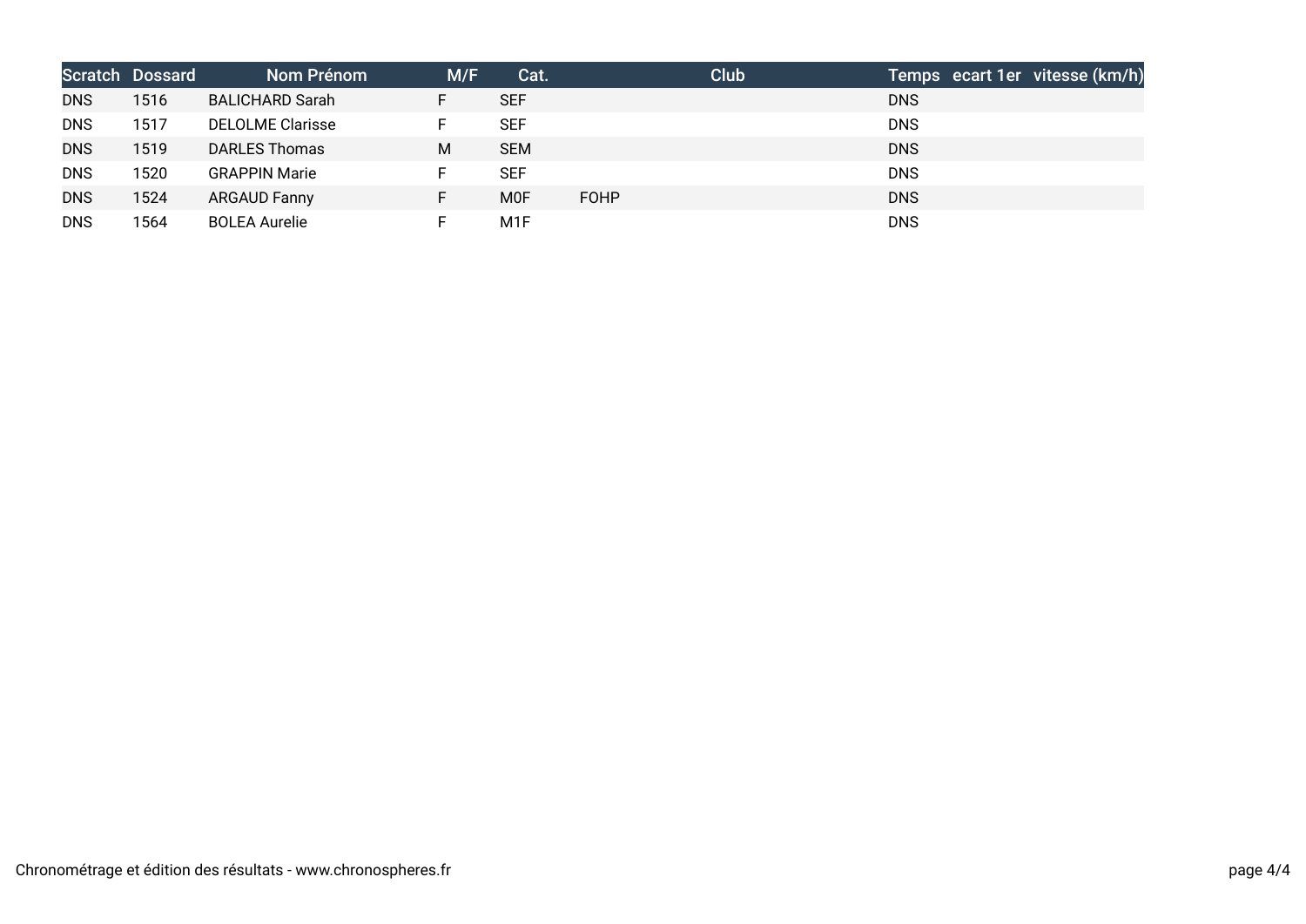| Scratch | Dossard | Nom Prénom | M/F | Cat. | Club | Temps | ecart 1er | vitesse (km/h) |
|---|---|---|---|---|---|---|---|---|
| DNS | 1516 | BALICHARD Sarah | F | SEF | | DNS | | |
| DNS | 1517 | DELOLME Clarisse | F | SEF | | DNS | | |
| DNS | 1519 | DARLES Thomas | M | SEM | | DNS | | |
| DNS | 1520 | GRAPPIN Marie | F | SEF | | DNS | | |
| DNS | 1524 | ARGAUD Fanny | F | M0F | FOHP | DNS | | |
| DNS | 1564 | BOLEA Aurelie | F | M1F | | DNS | | |

Chronométrage et édition des résultats - www.chronospheres.fr